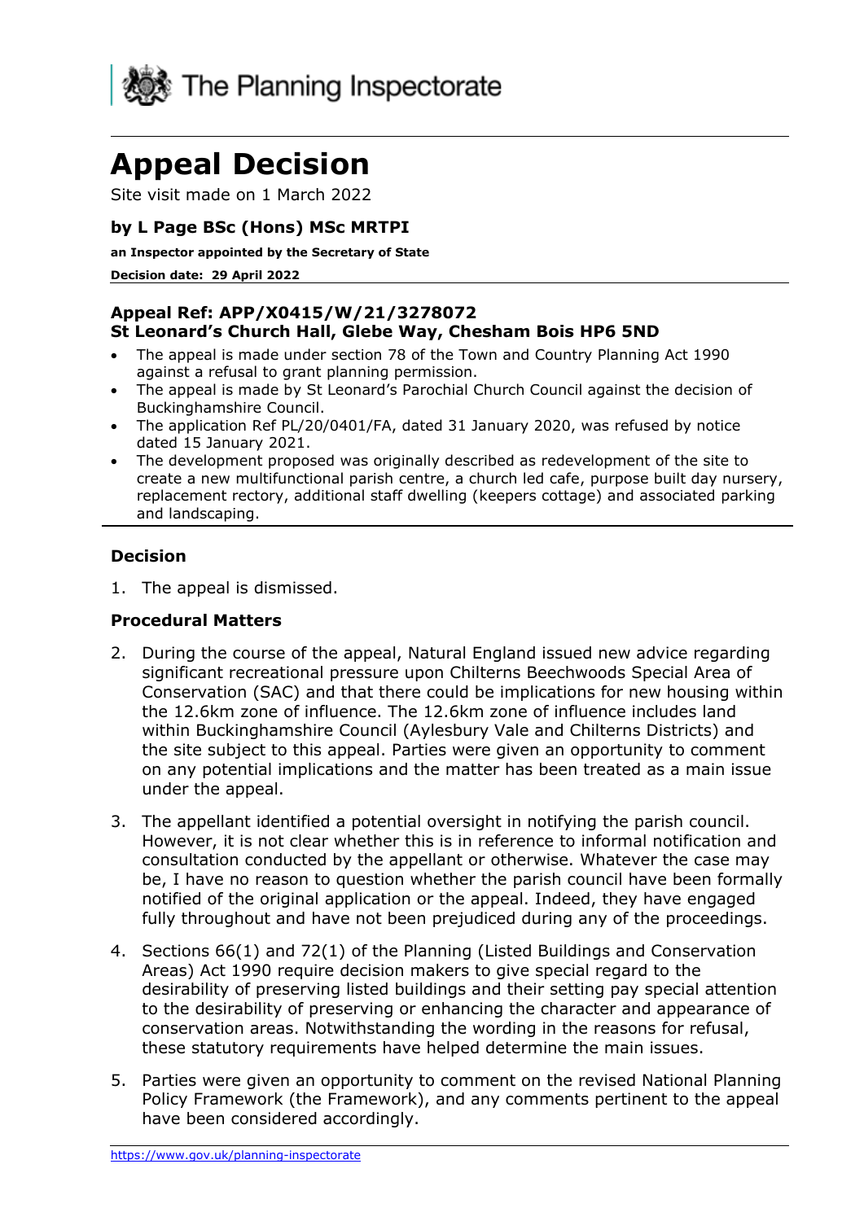The Planning Inspectorate

# Appeal Decision

Site visit made on 1 March 2022

### by L Page BSc (Hons) MSc MRTPI

**an Inspector appointed by the Secretary of State**

**Decision date: 29 April 2022**

### Appeal Ref: APP/X0415/W/21/3278072
### St Leonard's Church Hall, Glebe Way, Chesham Bois HP6 5ND

- The appeal is made under section 78 of the Town and Country Planning Act 1990 against a refusal to grant planning permission.
- The appeal is made by St Leonard's Parochial Church Council against the decision of Buckinghamshire Council.
- The application Ref PL/20/0401/FA, dated 31 January 2020, was refused by notice dated 15 January 2021.
- The development proposed was originally described as redevelopment of the site to create a new multifunctional parish centre, a church led cafe, purpose built day nursery, replacement rectory, additional staff dwelling (keepers cottage) and associated parking and landscaping.

## Decision

1. The appeal is dismissed.

## Procedural Matters

2. During the course of the appeal, Natural England issued new advice regarding significant recreational pressure upon Chilterns Beechwoods Special Area of Conservation (SAC) and that there could be implications for new housing within the 12.6km zone of influence. The 12.6km zone of influence includes land within Buckinghamshire Council (Aylesbury Vale and Chilterns Districts) and the site subject to this appeal. Parties were given an opportunity to comment on any potential implications and the matter has been treated as a main issue under the appeal.

3. The appellant identified a potential oversight in notifying the parish council. However, it is not clear whether this is in reference to informal notification and consultation conducted by the appellant or otherwise. Whatever the case may be, I have no reason to question whether the parish council have been formally notified of the original application or the appeal. Indeed, they have engaged fully throughout and have not been prejudiced during any of the proceedings.

4. Sections 66(1) and 72(1) of the Planning (Listed Buildings and Conservation Areas) Act 1990 require decision makers to give special regard to the desirability of preserving listed buildings and their setting pay special attention to the desirability of preserving or enhancing the character and appearance of conservation areas. Notwithstanding the wording in the reasons for refusal, these statutory requirements have helped determine the main issues.

5. Parties were given an opportunity to comment on the revised National Planning Policy Framework (the Framework), and any comments pertinent to the appeal have been considered accordingly.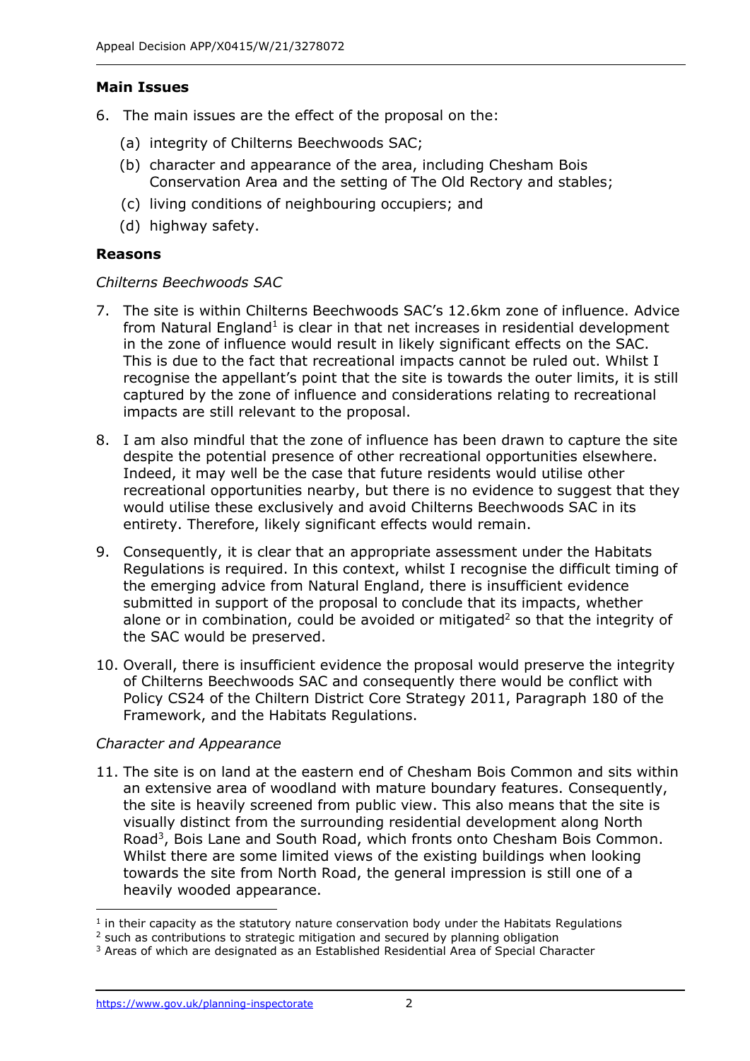## Main Issues

6. The main issues are the effect of the proposal on the:

   (a) integrity of Chilterns Beechwoods SAC;

   (b) character and appearance of the area, including Chesham Bois Conservation Area and the setting of The Old Rectory and stables;

   (c) living conditions of neighbouring occupiers; and

   (d) highway safety.

## Reasons

*Chilterns Beechwoods SAC*

7. The site is within Chilterns Beechwoods SAC's 12.6km zone of influence. Advice from Natural England[1] is clear in that net increases in residential development in the zone of influence would result in likely significant effects on the SAC. This is due to the fact that recreational impacts cannot be ruled out. Whilst I recognise the appellant's point that the site is towards the outer limits, it is still captured by the zone of influence and considerations relating to recreational impacts are still relevant to the proposal.

8. I am also mindful that the zone of influence has been drawn to capture the site despite the potential presence of other recreational opportunities elsewhere. Indeed, it may well be the case that future residents would utilise other recreational opportunities nearby, but there is no evidence to suggest that they would utilise these exclusively and avoid Chilterns Beechwoods SAC in its entirety. Therefore, likely significant effects would remain.

9. Consequently, it is clear that an appropriate assessment under the Habitats Regulations is required. In this context, whilst I recognise the difficult timing of the emerging advice from Natural England, there is insufficient evidence submitted in support of the proposal to conclude that its impacts, whether alone or in combination, could be avoided or mitigated[2] so that the integrity of the SAC would be preserved.

10. Overall, there is insufficient evidence the proposal would preserve the integrity of Chilterns Beechwoods SAC and consequently there would be conflict with Policy CS24 of the Chiltern District Core Strategy 2011, Paragraph 180 of the Framework, and the Habitats Regulations.

*Character and Appearance*

11. The site is on land at the eastern end of Chesham Bois Common and sits within an extensive area of woodland with mature boundary features. Consequently, the site is heavily screened from public view. This also means that the site is visually distinct from the surrounding residential development along North Road[3], Bois Lane and South Road, which fronts onto Chesham Bois Common. Whilst there are some limited views of the existing buildings when looking towards the site from North Road, the general impression is still one of a heavily wooded appearance.

---

[1] in their capacity as the statutory nature conservation body under the Habitats Regulations

[2] such as contributions to strategic mitigation and secured by planning obligation

[3] Areas of which are designated as an Established Residential Area of Special Character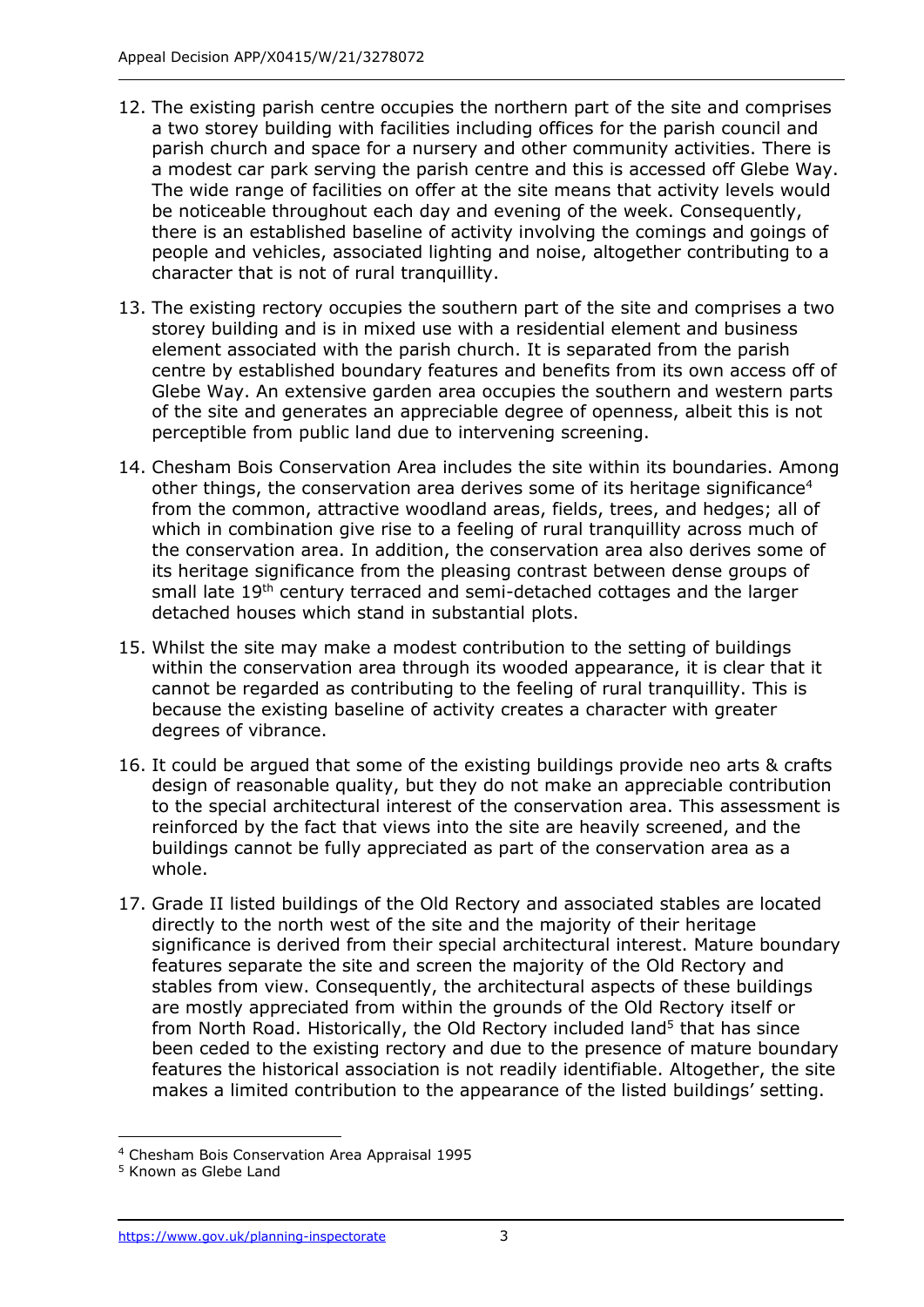12. The existing parish centre occupies the northern part of the site and comprises a two storey building with facilities including offices for the parish council and parish church and space for a nursery and other community activities. There is a modest car park serving the parish centre and this is accessed off Glebe Way. The wide range of facilities on offer at the site means that activity levels would be noticeable throughout each day and evening of the week. Consequently, there is an established baseline of activity involving the comings and goings of people and vehicles, associated lighting and noise, altogether contributing to a character that is not of rural tranquillity.

13. The existing rectory occupies the southern part of the site and comprises a two storey building and is in mixed use with a residential element and business element associated with the parish church. It is separated from the parish centre by established boundary features and benefits from its own access off of Glebe Way. An extensive garden area occupies the southern and western parts of the site and generates an appreciable degree of openness, albeit this is not perceptible from public land due to intervening screening.

14. Chesham Bois Conservation Area includes the site within its boundaries. Among other things, the conservation area derives some of its heritage significance[4] from the common, attractive woodland areas, fields, trees, and hedges; all of which in combination give rise to a feeling of rural tranquillity across much of the conservation area. In addition, the conservation area also derives some of its heritage significance from the pleasing contrast between dense groups of small late 19th century terraced and semi-detached cottages and the larger detached houses which stand in substantial plots.

15. Whilst the site may make a modest contribution to the setting of buildings within the conservation area through its wooded appearance, it is clear that it cannot be regarded as contributing to the feeling of rural tranquillity. This is because the existing baseline of activity creates a character with greater degrees of vibrance.

16. It could be argued that some of the existing buildings provide neo arts & crafts design of reasonable quality, but they do not make an appreciable contribution to the special architectural interest of the conservation area. This assessment is reinforced by the fact that views into the site are heavily screened, and the buildings cannot be fully appreciated as part of the conservation area as a whole.

17. Grade II listed buildings of the Old Rectory and associated stables are located directly to the north west of the site and the majority of their heritage significance is derived from their special architectural interest. Mature boundary features separate the site and screen the majority of the Old Rectory and stables from view. Consequently, the architectural aspects of these buildings are mostly appreciated from within the grounds of the Old Rectory itself or from North Road. Historically, the Old Rectory included land[5] that has since been ceded to the existing rectory and due to the presence of mature boundary features the historical association is not readily identifiable. Altogether, the site makes a limited contribution to the appearance of the listed buildings' setting.

---

[4] Chesham Bois Conservation Area Appraisal 1995

[5] Known as Glebe Land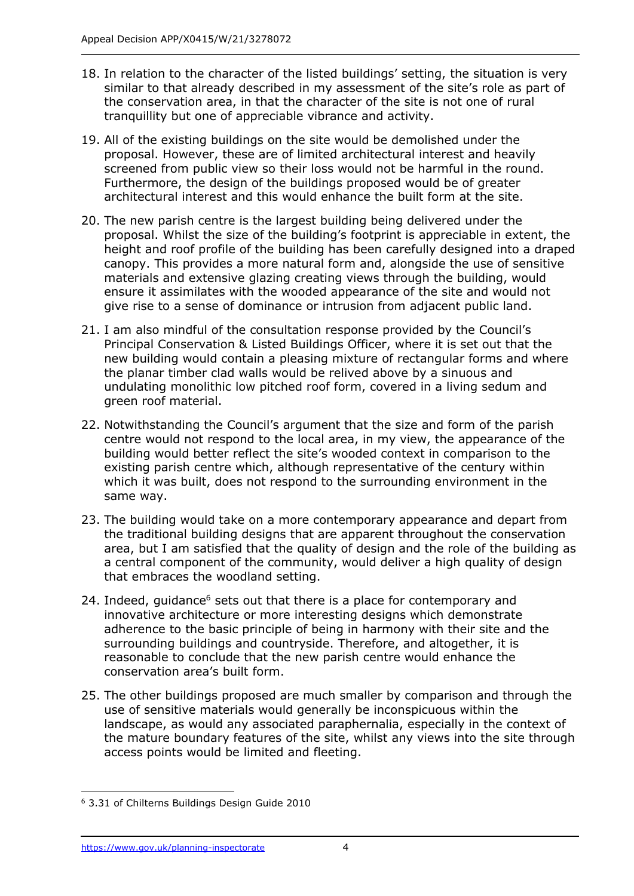18. In relation to the character of the listed buildings' setting, the situation is very similar to that already described in my assessment of the site's role as part of the conservation area, in that the character of the site is not one of rural tranquillity but one of appreciable vibrance and activity.

19. All of the existing buildings on the site would be demolished under the proposal. However, these are of limited architectural interest and heavily screened from public view so their loss would not be harmful in the round. Furthermore, the design of the buildings proposed would be of greater architectural interest and this would enhance the built form at the site.

20. The new parish centre is the largest building being delivered under the proposal. Whilst the size of the building's footprint is appreciable in extent, the height and roof profile of the building has been carefully designed into a draped canopy. This provides a more natural form and, alongside the use of sensitive materials and extensive glazing creating views through the building, would ensure it assimilates with the wooded appearance of the site and would not give rise to a sense of dominance or intrusion from adjacent public land.

21. I am also mindful of the consultation response provided by the Council's Principal Conservation & Listed Buildings Officer, where it is set out that the new building would contain a pleasing mixture of rectangular forms and where the planar timber clad walls would be relived above by a sinuous and undulating monolithic low pitched roof form, covered in a living sedum and green roof material.

22. Notwithstanding the Council's argument that the size and form of the parish centre would not respond to the local area, in my view, the appearance of the building would better reflect the site's wooded context in comparison to the existing parish centre which, although representative of the century within which it was built, does not respond to the surrounding environment in the same way.

23. The building would take on a more contemporary appearance and depart from the traditional building designs that are apparent throughout the conservation area, but I am satisfied that the quality of design and the role of the building as a central component of the community, would deliver a high quality of design that embraces the woodland setting.

24. Indeed, guidance[6] sets out that there is a place for contemporary and innovative architecture or more interesting designs which demonstrate adherence to the basic principle of being in harmony with their site and the surrounding buildings and countryside. Therefore, and altogether, it is reasonable to conclude that the new parish centre would enhance the conservation area's built form.

25. The other buildings proposed are much smaller by comparison and through the use of sensitive materials would generally be inconspicuous within the landscape, as would any associated paraphernalia, especially in the context of the mature boundary features of the site, whilst any views into the site through access points would be limited and fleeting.

---

[6] 3.31 of Chilterns Buildings Design Guide 2010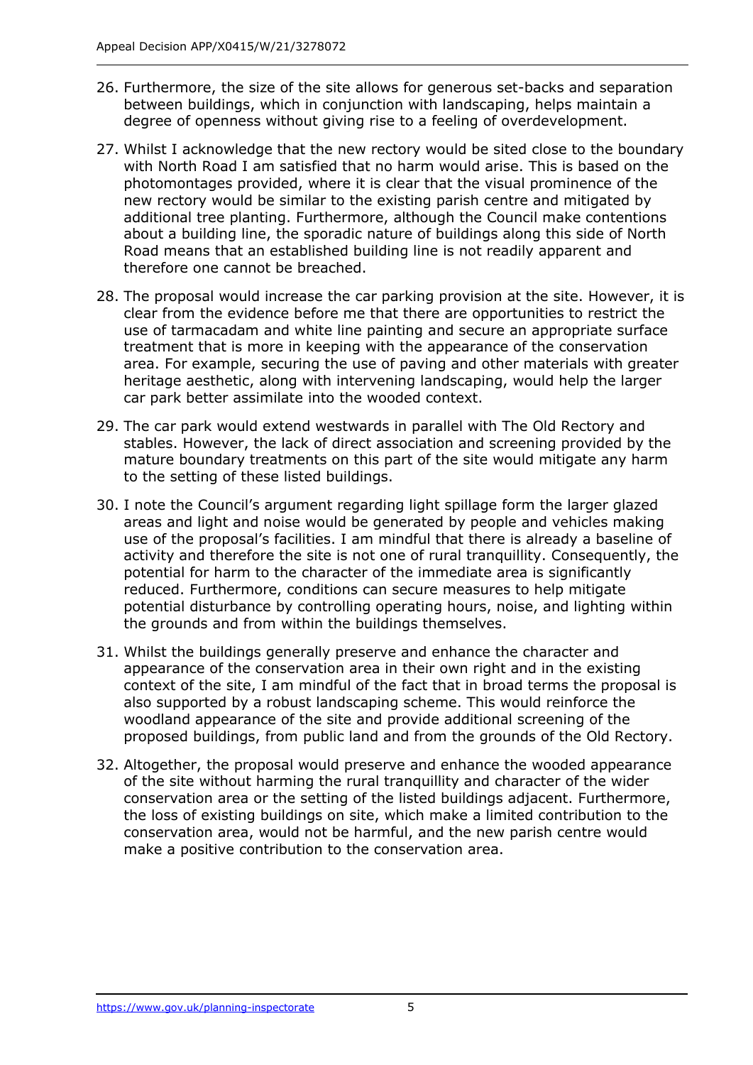26. Furthermore, the size of the site allows for generous set-backs and separation between buildings, which in conjunction with landscaping, helps maintain a degree of openness without giving rise to a feeling of overdevelopment.

27. Whilst I acknowledge that the new rectory would be sited close to the boundary with North Road I am satisfied that no harm would arise. This is based on the photomontages provided, where it is clear that the visual prominence of the new rectory would be similar to the existing parish centre and mitigated by additional tree planting. Furthermore, although the Council make contentions about a building line, the sporadic nature of buildings along this side of North Road means that an established building line is not readily apparent and therefore one cannot be breached.

28. The proposal would increase the car parking provision at the site. However, it is clear from the evidence before me that there are opportunities to restrict the use of tarmacadam and white line painting and secure an appropriate surface treatment that is more in keeping with the appearance of the conservation area. For example, securing the use of paving and other materials with greater heritage aesthetic, along with intervening landscaping, would help the larger car park better assimilate into the wooded context.

29. The car park would extend westwards in parallel with The Old Rectory and stables. However, the lack of direct association and screening provided by the mature boundary treatments on this part of the site would mitigate any harm to the setting of these listed buildings.

30. I note the Council's argument regarding light spillage form the larger glazed areas and light and noise would be generated by people and vehicles making use of the proposal's facilities. I am mindful that there is already a baseline of activity and therefore the site is not one of rural tranquillity. Consequently, the potential for harm to the character of the immediate area is significantly reduced. Furthermore, conditions can secure measures to help mitigate potential disturbance by controlling operating hours, noise, and lighting within the grounds and from within the buildings themselves.

31. Whilst the buildings generally preserve and enhance the character and appearance of the conservation area in their own right and in the existing context of the site, I am mindful of the fact that in broad terms the proposal is also supported by a robust landscaping scheme. This would reinforce the woodland appearance of the site and provide additional screening of the proposed buildings, from public land and from the grounds of the Old Rectory.

32. Altogether, the proposal would preserve and enhance the wooded appearance of the site without harming the rural tranquillity and character of the wider conservation area or the setting of the listed buildings adjacent. Furthermore, the loss of existing buildings on site, which make a limited contribution to the conservation area, would not be harmful, and the new parish centre would make a positive contribution to the conservation area.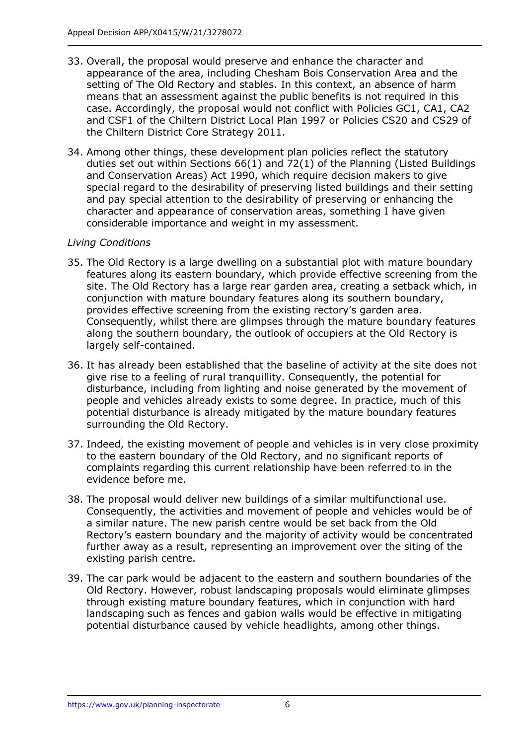33. Overall, the proposal would preserve and enhance the character and appearance of the area, including Chesham Bois Conservation Area and the setting of The Old Rectory and stables. In this context, an absence of harm means that an assessment against the public benefits is not required in this case. Accordingly, the proposal would not conflict with Policies GC1, CA1, CA2 and CSF1 of the Chiltern District Local Plan 1997 or Policies CS20 and CS29 of the Chiltern District Core Strategy 2011.

34. Among other things, these development plan policies reflect the statutory duties set out within Sections 66(1) and 72(1) of the Planning (Listed Buildings and Conservation Areas) Act 1990, which require decision makers to give special regard to the desirability of preserving listed buildings and their setting and pay special attention to the desirability of preserving or enhancing the character and appearance of conservation areas, something I have given considerable importance and weight in my assessment.

*Living Conditions*

35. The Old Rectory is a large dwelling on a substantial plot with mature boundary features along its eastern boundary, which provide effective screening from the site. The Old Rectory has a large rear garden area, creating a setback which, in conjunction with mature boundary features along its southern boundary, provides effective screening from the existing rectory's garden area. Consequently, whilst there are glimpses through the mature boundary features along the southern boundary, the outlook of occupiers at the Old Rectory is largely self-contained.

36. It has already been established that the baseline of activity at the site does not give rise to a feeling of rural tranquillity. Consequently, the potential for disturbance, including from lighting and noise generated by the movement of people and vehicles already exists to some degree. In practice, much of this potential disturbance is already mitigated by the mature boundary features surrounding the Old Rectory.

37. Indeed, the existing movement of people and vehicles is in very close proximity to the eastern boundary of the Old Rectory, and no significant reports of complaints regarding this current relationship have been referred to in the evidence before me.

38. The proposal would deliver new buildings of a similar multifunctional use. Consequently, the activities and movement of people and vehicles would be of a similar nature. The new parish centre would be set back from the Old Rectory's eastern boundary and the majority of activity would be concentrated further away as a result, representing an improvement over the siting of the existing parish centre.

39. The car park would be adjacent to the eastern and southern boundaries of the Old Rectory. However, robust landscaping proposals would eliminate glimpses through existing mature boundary features, which in conjunction with hard landscaping such as fences and gabion walls would be effective in mitigating potential disturbance caused by vehicle headlights, among other things.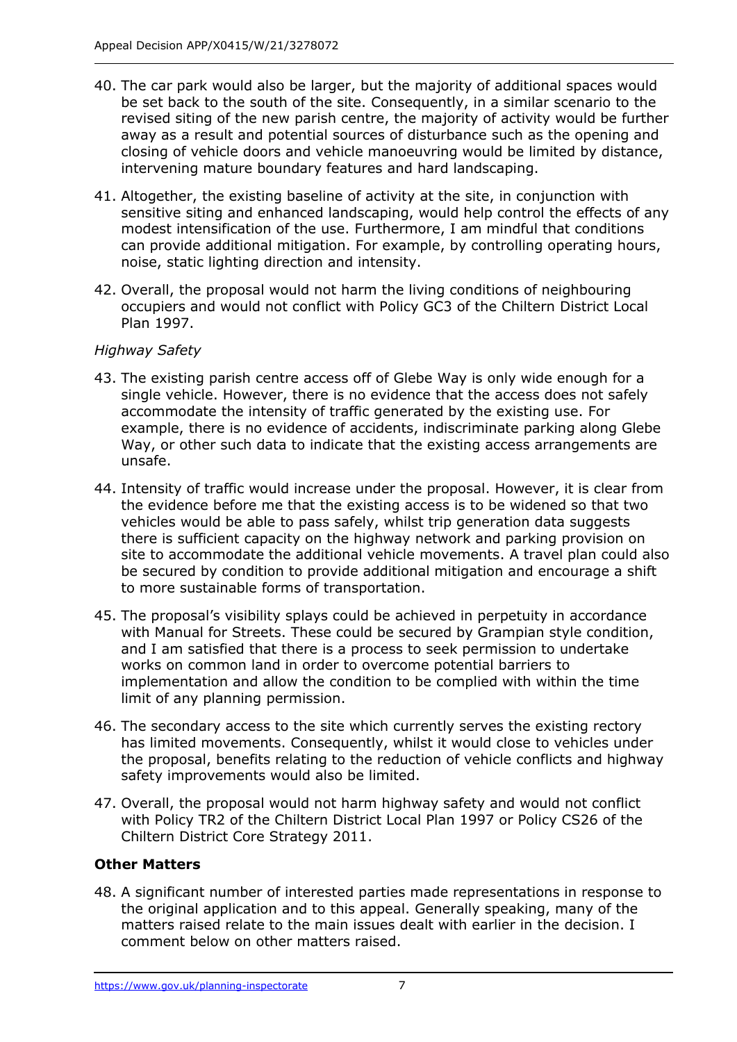40. The car park would also be larger, but the majority of additional spaces would be set back to the south of the site. Consequently, in a similar scenario to the revised siting of the new parish centre, the majority of activity would be further away as a result and potential sources of disturbance such as the opening and closing of vehicle doors and vehicle manoeuvring would be limited by distance, intervening mature boundary features and hard landscaping.

41. Altogether, the existing baseline of activity at the site, in conjunction with sensitive siting and enhanced landscaping, would help control the effects of any modest intensification of the use. Furthermore, I am mindful that conditions can provide additional mitigation. For example, by controlling operating hours, noise, static lighting direction and intensity.

42. Overall, the proposal would not harm the living conditions of neighbouring occupiers and would not conflict with Policy GC3 of the Chiltern District Local Plan 1997.

*Highway Safety*

43. The existing parish centre access off of Glebe Way is only wide enough for a single vehicle. However, there is no evidence that the access does not safely accommodate the intensity of traffic generated by the existing use. For example, there is no evidence of accidents, indiscriminate parking along Glebe Way, or other such data to indicate that the existing access arrangements are unsafe.

44. Intensity of traffic would increase under the proposal. However, it is clear from the evidence before me that the existing access is to be widened so that two vehicles would be able to pass safely, whilst trip generation data suggests there is sufficient capacity on the highway network and parking provision on site to accommodate the additional vehicle movements. A travel plan could also be secured by condition to provide additional mitigation and encourage a shift to more sustainable forms of transportation.

45. The proposal's visibility splays could be achieved in perpetuity in accordance with Manual for Streets. These could be secured by Grampian style condition, and I am satisfied that there is a process to seek permission to undertake works on common land in order to overcome potential barriers to implementation and allow the condition to be complied with within the time limit of any planning permission.

46. The secondary access to the site which currently serves the existing rectory has limited movements. Consequently, whilst it would close to vehicles under the proposal, benefits relating to the reduction of vehicle conflicts and highway safety improvements would also be limited.

47. Overall, the proposal would not harm highway safety and would not conflict with Policy TR2 of the Chiltern District Local Plan 1997 or Policy CS26 of the Chiltern District Core Strategy 2011.

## Other Matters

48. A significant number of interested parties made representations in response to the original application and to this appeal. Generally speaking, many of the matters raised relate to the main issues dealt with earlier in the decision. I comment below on other matters raised.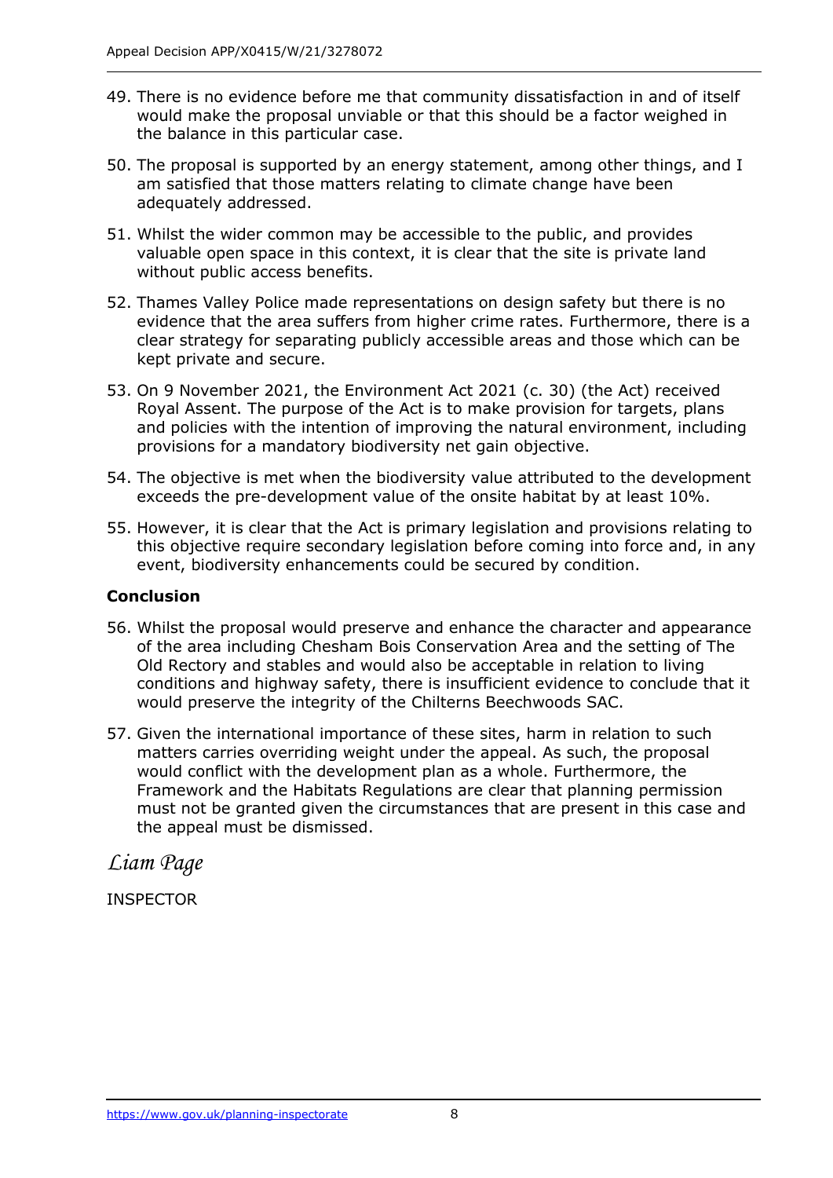49. There is no evidence before me that community dissatisfaction in and of itself would make the proposal unviable or that this should be a factor weighed in the balance in this particular case.

50. The proposal is supported by an energy statement, among other things, and I am satisfied that those matters relating to climate change have been adequately addressed.

51. Whilst the wider common may be accessible to the public, and provides valuable open space in this context, it is clear that the site is private land without public access benefits.

52. Thames Valley Police made representations on design safety but there is no evidence that the area suffers from higher crime rates. Furthermore, there is a clear strategy for separating publicly accessible areas and those which can be kept private and secure.

53. On 9 November 2021, the Environment Act 2021 (c. 30) (the Act) received Royal Assent. The purpose of the Act is to make provision for targets, plans and policies with the intention of improving the natural environment, including provisions for a mandatory biodiversity net gain objective.

54. The objective is met when the biodiversity value attributed to the development exceeds the pre-development value of the onsite habitat by at least 10%.

55. However, it is clear that the Act is primary legislation and provisions relating to this objective require secondary legislation before coming into force and, in any event, biodiversity enhancements could be secured by condition.

## Conclusion

56. Whilst the proposal would preserve and enhance the character and appearance of the area including Chesham Bois Conservation Area and the setting of The Old Rectory and stables and would also be acceptable in relation to living conditions and highway safety, there is insufficient evidence to conclude that it would preserve the integrity of the Chilterns Beechwoods SAC.

57. Given the international importance of these sites, harm in relation to such matters carries overriding weight under the appeal. As such, the proposal would conflict with the development plan as a whole. Furthermore, the Framework and the Habitats Regulations are clear that planning permission must not be granted given the circumstances that are present in this case and the appeal must be dismissed.

*Liam Page*

INSPECTOR